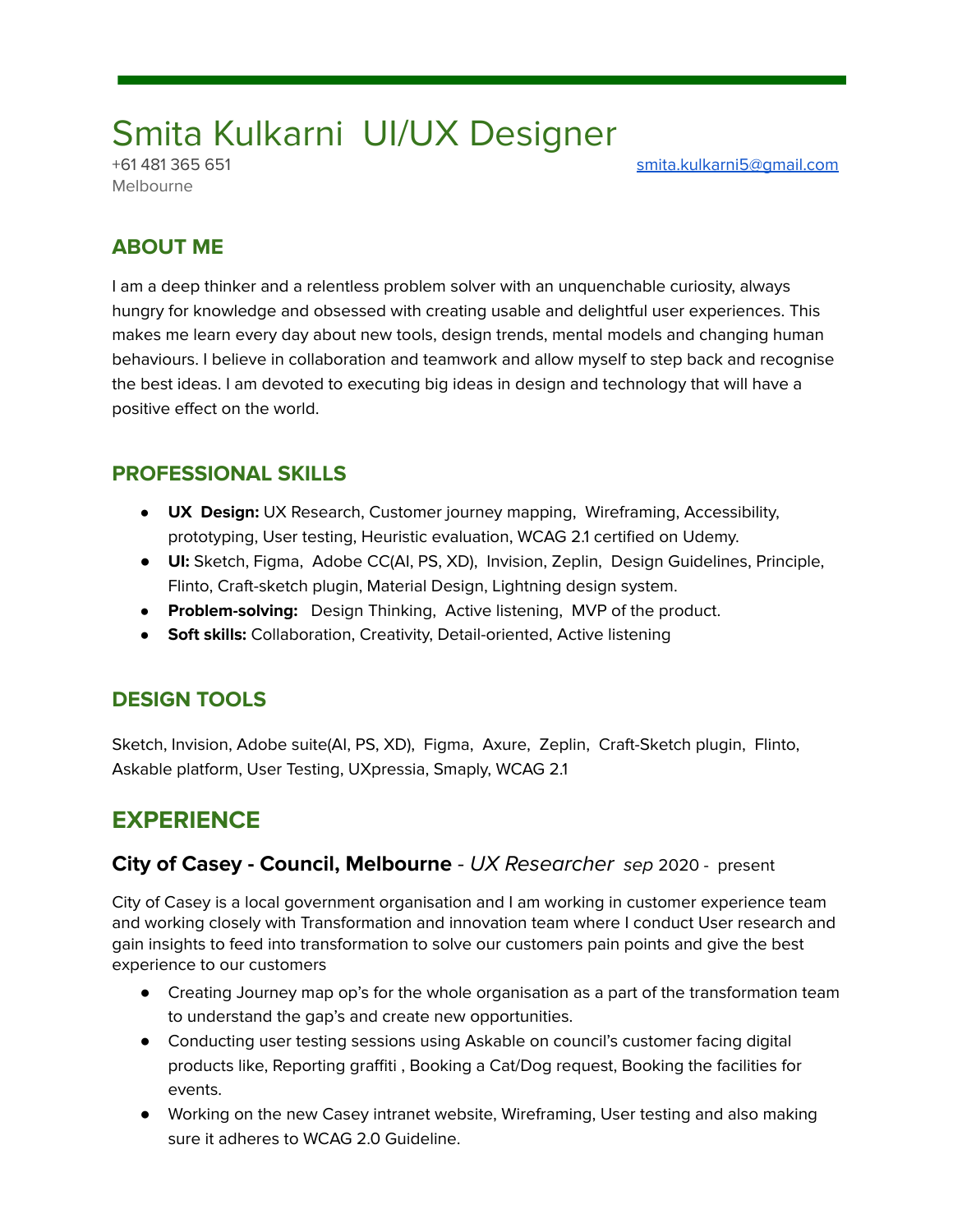# Smita Kulkarni UI/UX Designer

+61 481 365 651 smita.kulkarni5@gmail.com
Melbourne

## ABOUT ME

I am a deep thinker and a relentless problem solver with an unquenchable curiosity, always hungry for knowledge and obsessed with creating usable and delightful user experiences. This makes me learn every day about new tools, design trends, mental models and changing human behaviours. I believe in collaboration and teamwork and allow myself to step back and recognise the best ideas. I am devoted to executing big ideas in design and technology that will have a positive effect on the world.

## PROFESSIONAL SKILLS

- **UX Design:** UX Research, Customer journey mapping, Wireframing, Accessibility, prototyping, User testing, Heuristic evaluation, WCAG 2.1 certified on Udemy.
- **UI:** Sketch, Figma, Adobe CC(AI, PS, XD), Invision, Zeplin, Design Guidelines, Principle, Flinto, Craft-sketch plugin, Material Design, Lightning design system.
- **Problem-solving:** Design Thinking, Active listening, MVP of the product.
- **Soft skills:** Collaboration, Creativity, Detail-oriented, Active listening

## DESIGN TOOLS

Sketch, Invision, Adobe suite(AI, PS, XD), Figma, Axure, Zeplin, Craft-Sketch plugin, Flinto, Askable platform, User Testing, UXpressia, Smaply, WCAG 2.1

# EXPERIENCE

### City of Casey - Council, Melbourne - *UX Researcher* *sep* 2020 - present

City of Casey is a local government organisation and I am working in customer experience team and working closely with Transformation and innovation team where I conduct User research and gain insights to feed into transformation to solve our customers pain points and give the best experience to our customers

- Creating Journey map op's for the whole organisation as a part of the transformation team to understand the gap's and create new opportunities.
- Conducting user testing sessions using Askable on council's customer facing digital products like, Reporting graffiti , Booking a Cat/Dog request, Booking the facilities for events.
- Working on the new Casey intranet website, Wireframing, User testing and also making sure it adheres to WCAG 2.0 Guideline.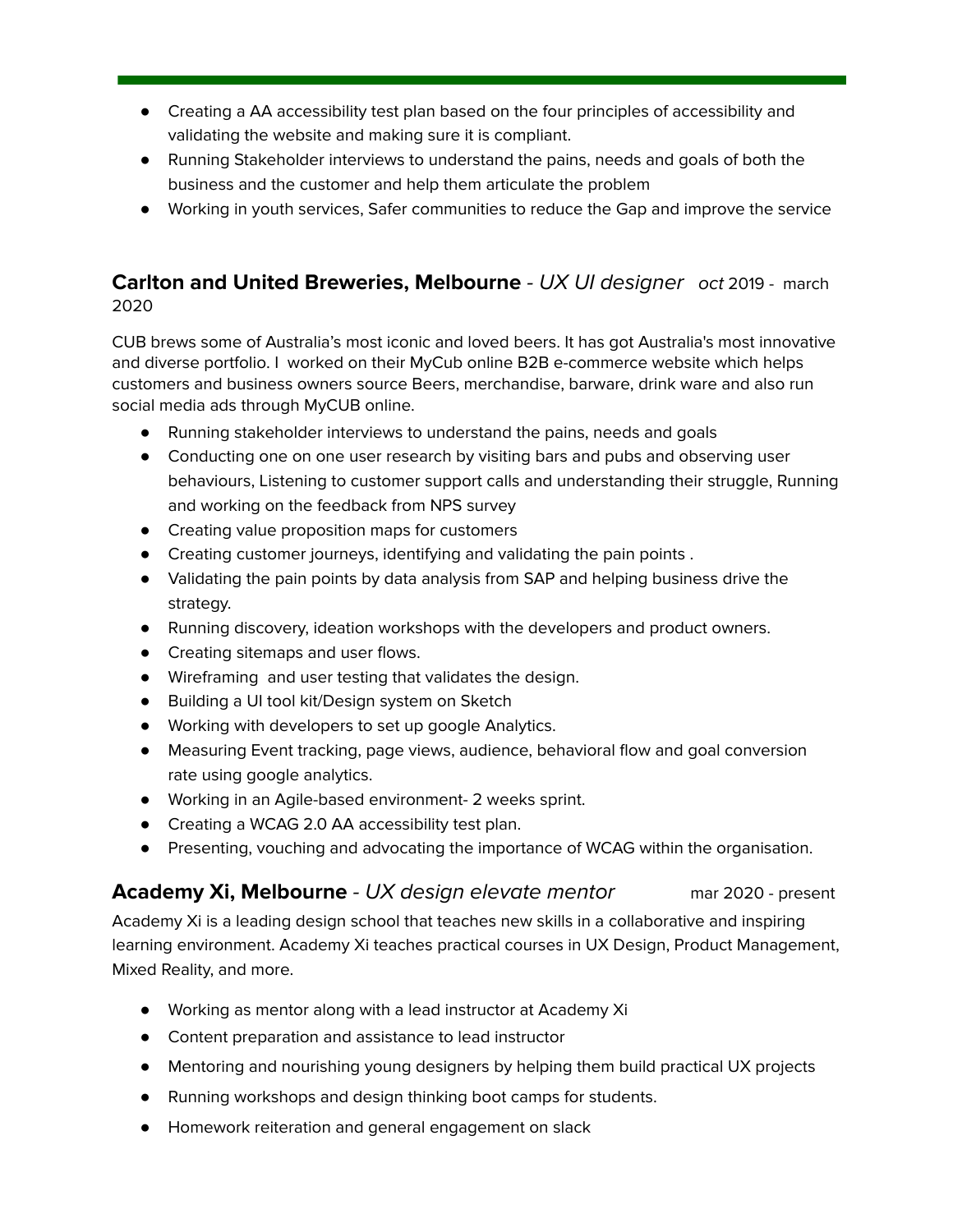- Creating a AA accessibility test plan based on the four principles of accessibility and validating the website and making sure it is compliant.
- Running Stakeholder interviews to understand the pains, needs and goals of both the business and the customer and help them articulate the problem
- Working in youth services, Safer communities to reduce the Gap and improve the service

### **Carlton and United Breweries, Melbourne** - *UX UI designer* *oct* 2019 - march 2020

CUB brews some of Australia's most iconic and loved beers. It has got Australia's most innovative and diverse portfolio. I worked on their MyCub online B2B e-commerce website which helps customers and business owners source Beers, merchandise, barware, drink ware and also run social media ads through MyCUB online.

- Running stakeholder interviews to understand the pains, needs and goals
- Conducting one on one user research by visiting bars and pubs and observing user behaviours, Listening to customer support calls and understanding their struggle, Running and working on the feedback from NPS survey
- Creating value proposition maps for customers
- Creating customer journeys, identifying and validating the pain points .
- Validating the pain points by data analysis from SAP and helping business drive the strategy.
- Running discovery, ideation workshops with the developers and product owners.
- Creating sitemaps and user flows.
- Wireframing and user testing that validates the design.
- Building a UI tool kit/Design system on Sketch
- Working with developers to set up google Analytics.
- Measuring Event tracking, page views, audience, behavioral flow and goal conversion rate using google analytics.
- Working in an Agile-based environment- 2 weeks sprint.
- Creating a WCAG 2.0 AA accessibility test plan.
- Presenting, vouching and advocating the importance of WCAG within the organisation.

### **Academy Xi, Melbourne** - *UX design elevate mentor* mar 2020 - present

Academy Xi is a leading design school that teaches new skills in a collaborative and inspiring learning environment. Academy Xi teaches practical courses in UX Design, Product Management, Mixed Reality, and more.

- Working as mentor along with a lead instructor at Academy Xi
- Content preparation and assistance to lead instructor
- Mentoring and nourishing young designers by helping them build practical UX projects
- Running workshops and design thinking boot camps for students.
- Homework reiteration and general engagement on slack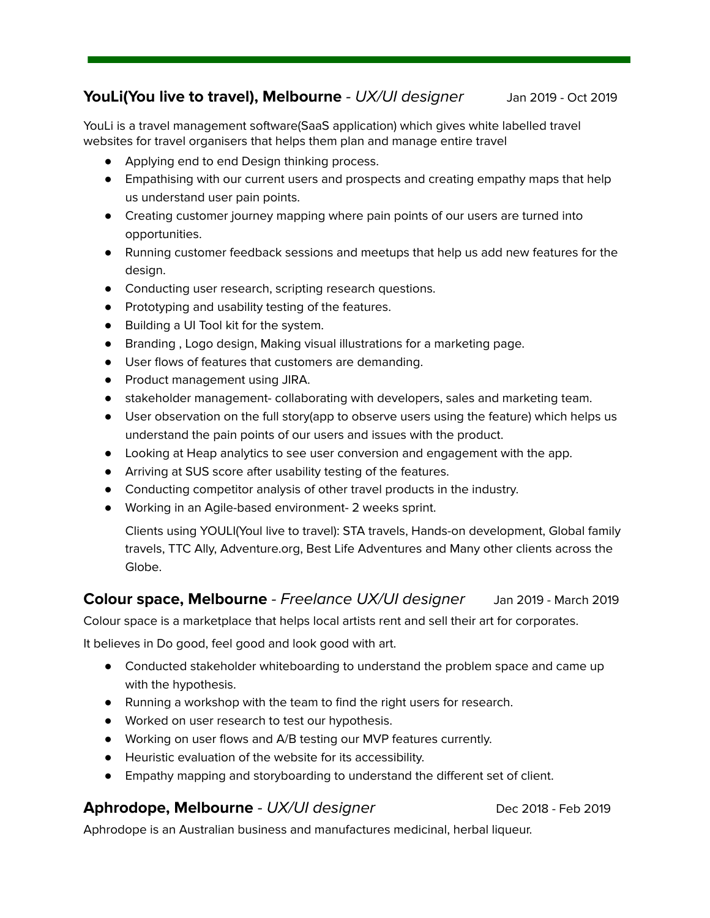### **YouLi(You live to travel), Melbourne** - *UX/UI designer* Jan 2019 - Oct 2019

YouLi is a travel management software(SaaS application) which gives white labelled travel websites for travel organisers that helps them plan and manage entire travel

- Applying end to end Design thinking process.
- Empathising with our current users and prospects and creating empathy maps that help us understand user pain points.
- Creating customer journey mapping where pain points of our users are turned into opportunities.
- Running customer feedback sessions and meetups that help us add new features for the design.
- Conducting user research, scripting research questions.
- Prototyping and usability testing of the features.
- Building a UI Tool kit for the system.
- Branding , Logo design, Making visual illustrations for a marketing page.
- User flows of features that customers are demanding.
- Product management using JIRA.
- stakeholder management- collaborating with developers, sales and marketing team.
- User observation on the full story(app to observe users using the feature) which helps us understand the pain points of our users and issues with the product.
- Looking at Heap analytics to see user conversion and engagement with the app.
- Arriving at SUS score after usability testing of the features.
- Conducting competitor analysis of other travel products in the industry.
- Working in an Agile-based environment- 2 weeks sprint.

  Clients using YOULI(Youl live to travel): STA travels, Hands-on development, Global family travels, TTC Ally, Adventure.org, Best Life Adventures and Many other clients across the Globe.

### **Colour space, Melbourne** - *Freelance UX/UI designer* Jan 2019 - March 2019

Colour space is a marketplace that helps local artists rent and sell their art for corporates.

It believes in Do good, feel good and look good with art.

- Conducted stakeholder whiteboarding to understand the problem space and came up with the hypothesis.
- Running a workshop with the team to find the right users for research.
- Worked on user research to test our hypothesis.
- Working on user flows and A/B testing our MVP features currently.
- Heuristic evaluation of the website for its accessibility.
- Empathy mapping and storyboarding to understand the different set of client.

### **Aphrodope, Melbourne** - *UX/UI designer* Dec 2018 - Feb 2019

Aphrodope is an Australian business and manufactures medicinal, herbal liqueur.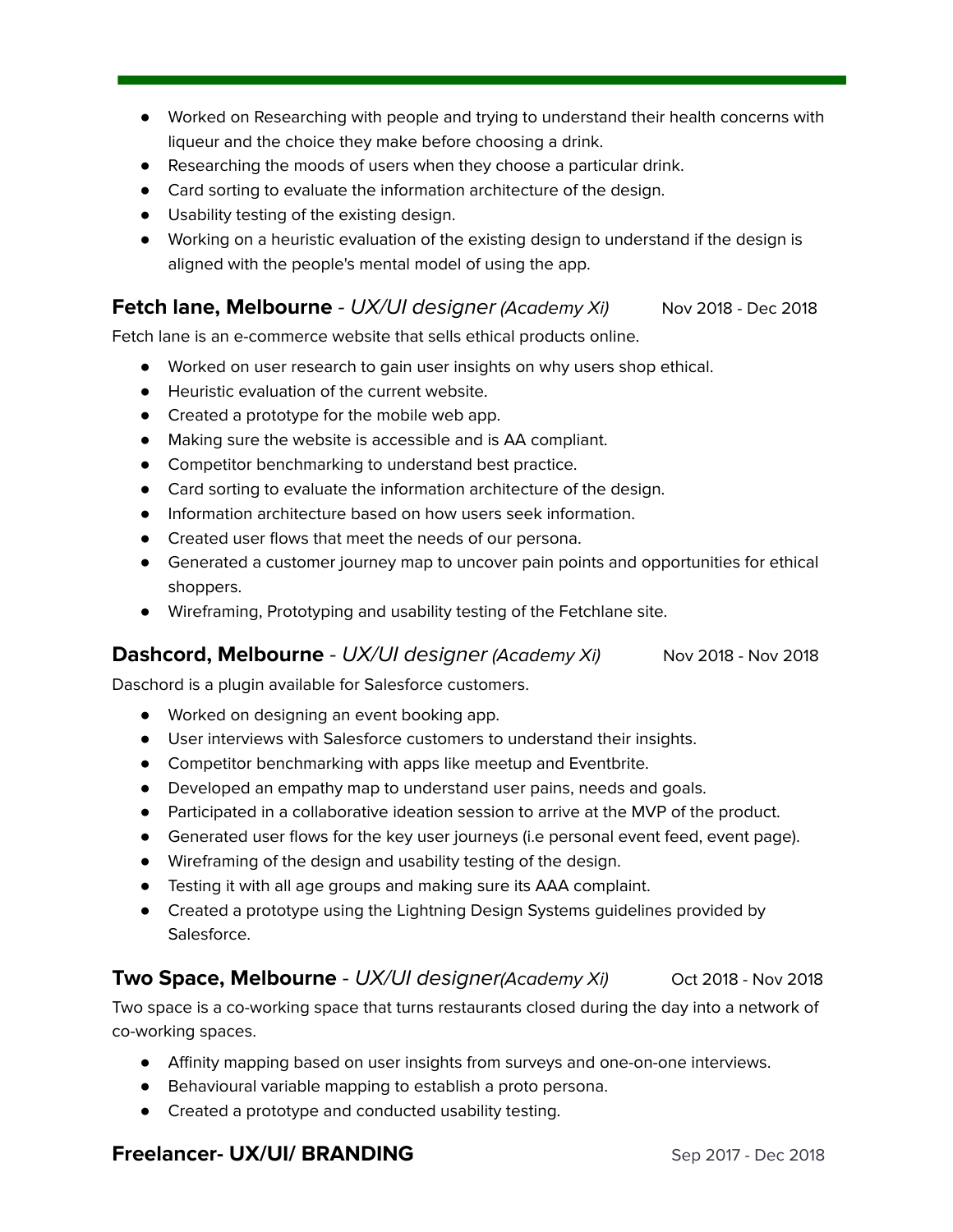- Worked on Researching with people and trying to understand their health concerns with liqueur and the choice they make before choosing a drink.
- Researching the moods of users when they choose a particular drink.
- Card sorting to evaluate the information architecture of the design.
- Usability testing of the existing design.
- Working on a heuristic evaluation of the existing design to understand if the design is aligned with the people's mental model of using the app.

### **Fetch lane, Melbourne** - *UX/UI designer (Academy Xi)* Nov 2018 - Dec 2018

Fetch lane is an e-commerce website that sells ethical products online.

- Worked on user research to gain user insights on why users shop ethical.
- Heuristic evaluation of the current website.
- Created a prototype for the mobile web app.
- Making sure the website is accessible and is AA compliant.
- Competitor benchmarking to understand best practice.
- Card sorting to evaluate the information architecture of the design.
- Information architecture based on how users seek information.
- Created user flows that meet the needs of our persona.
- Generated a customer journey map to uncover pain points and opportunities for ethical shoppers.
- Wireframing, Prototyping and usability testing of the Fetchlane site.

### **Dashcord, Melbourne** - *UX/UI designer (Academy Xi)* Nov 2018 - Nov 2018

Daschord is a plugin available for Salesforce customers.

- Worked on designing an event booking app.
- User interviews with Salesforce customers to understand their insights.
- Competitor benchmarking with apps like meetup and Eventbrite.
- Developed an empathy map to understand user pains, needs and goals.
- Participated in a collaborative ideation session to arrive at the MVP of the product.
- Generated user flows for the key user journeys (i.e personal event feed, event page).
- Wireframing of the design and usability testing of the design.
- Testing it with all age groups and making sure its AAA complaint.
- Created a prototype using the Lightning Design Systems guidelines provided by Salesforce.

### **Two Space, Melbourne** - *UX/UI designer(Academy Xi)* Oct 2018 - Nov 2018

Two space is a co-working space that turns restaurants closed during the day into a network of co-working spaces.

- Affinity mapping based on user insights from surveys and one-on-one interviews.
- Behavioural variable mapping to establish a proto persona.
- Created a prototype and conducted usability testing.

### **Freelancer- UX/UI/ BRANDING** Sep 2017 - Dec 2018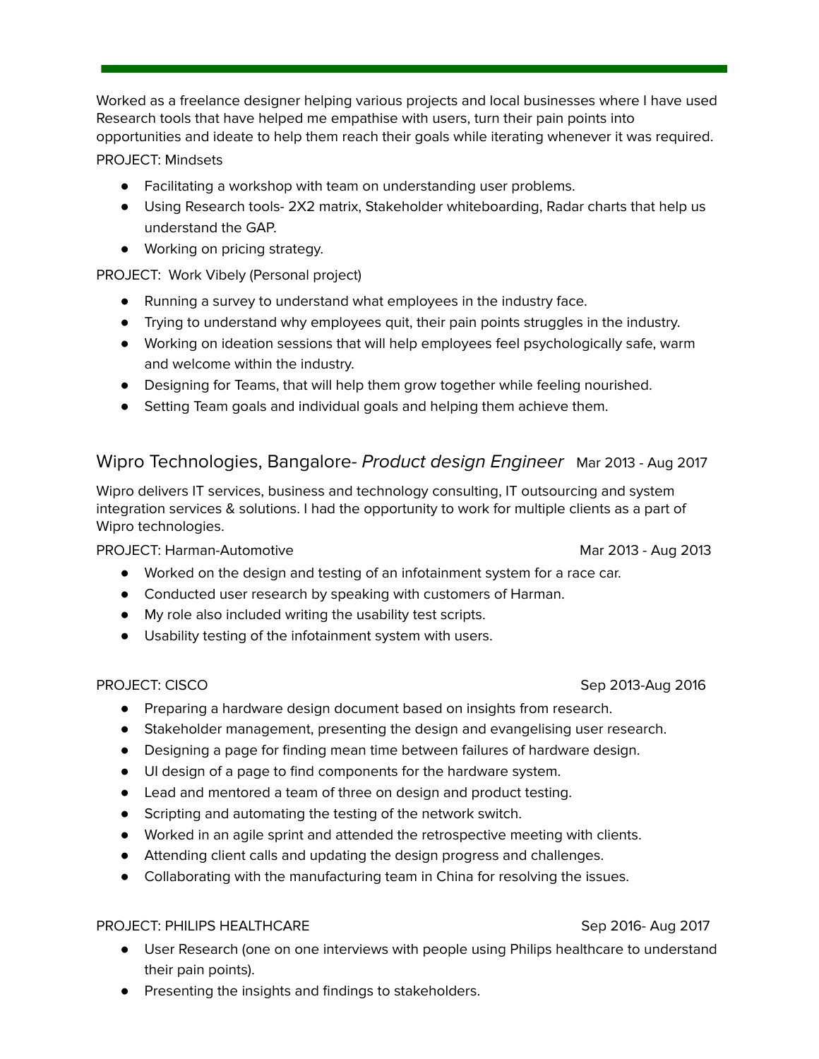Worked as a freelance designer helping various projects and local businesses where I have used Research tools that have helped me empathise with users, turn their pain points into opportunities and ideate to help them reach their goals while iterating whenever it was required.

PROJECT: Mindsets

- Facilitating a workshop with team on understanding user problems.
- Using Research tools- 2X2 matrix, Stakeholder whiteboarding, Radar charts that help us understand the GAP.
- Working on pricing strategy.

PROJECT: Work Vibely (Personal project)

- Running a survey to understand what employees in the industry face.
- Trying to understand why employees quit, their pain points struggles in the industry.
- Working on ideation sessions that will help employees feel psychologically safe, warm and welcome within the industry.
- Designing for Teams, that will help them grow together while feeling nourished.
- Setting Team goals and individual goals and helping them achieve them.

## Wipro Technologies, Bangalore- *Product design Engineer* Mar 2013 - Aug 2017

Wipro delivers IT services, business and technology consulting, IT outsourcing and system integration services & solutions. I had the opportunity to work for multiple clients as a part of Wipro technologies.

PROJECT: Harman-Automotive Mar 2013 - Aug 2013

- Worked on the design and testing of an infotainment system for a race car.
- Conducted user research by speaking with customers of Harman.
- My role also included writing the usability test scripts.
- Usability testing of the infotainment system with users.

PROJECT: CISCO Sep 2013-Aug 2016

- Preparing a hardware design document based on insights from research.
- Stakeholder management, presenting the design and evangelising user research.
- Designing a page for finding mean time between failures of hardware design.
- UI design of a page to find components for the hardware system.
- Lead and mentored a team of three on design and product testing.
- Scripting and automating the testing of the network switch.
- Worked in an agile sprint and attended the retrospective meeting with clients.
- Attending client calls and updating the design progress and challenges.
- Collaborating with the manufacturing team in China for resolving the issues.

PROJECT: PHILIPS HEALTHCARE Sep 2016- Aug 2017

- User Research (one on one interviews with people using Philips healthcare to understand their pain points).
- Presenting the insights and findings to stakeholders.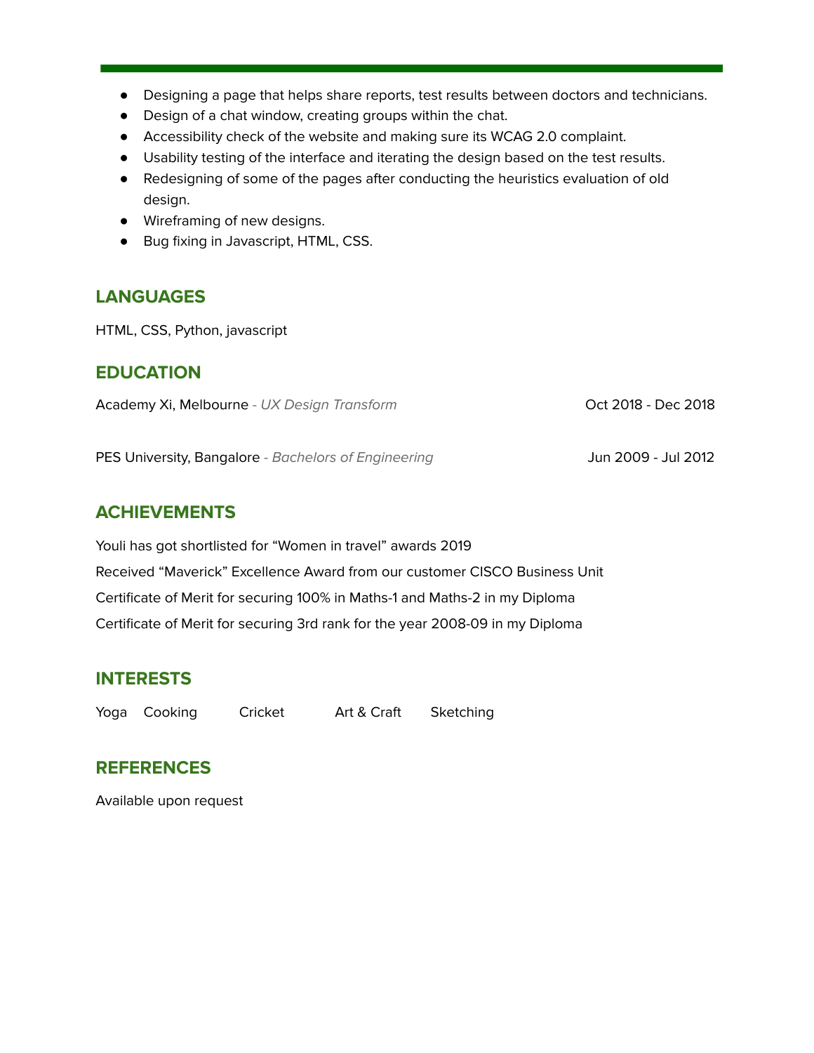- Designing a page that helps share reports, test results between doctors and technicians.
- Design of a chat window, creating groups within the chat.
- Accessibility check of the website and making sure its WCAG 2.0 complaint.
- Usability testing of the interface and iterating the design based on the test results.
- Redesigning of some of the pages after conducting the heuristics evaluation of old design.
- Wireframing of new designs.
- Bug fixing in Javascript, HTML, CSS.

## LANGUAGES

HTML, CSS, Python, javascript

## EDUCATION

Academy Xi, Melbourne - *UX Design Transform* Oct 2018 - Dec 2018

PES University, Bangalore - *Bachelors of Engineering* Jun 2009 - Jul 2012

## ACHIEVEMENTS

Youli has got shortlisted for "Women in travel" awards 2019

Received "Maverick" Excellence Award from our customer CISCO Business Unit

Certificate of Merit for securing 100% in Maths-1 and Maths-2 in my Diploma

Certificate of Merit for securing 3rd rank for the year 2008-09 in my Diploma

## INTERESTS

Yoga Cooking Cricket Art & Craft Sketching

## REFERENCES

Available upon request